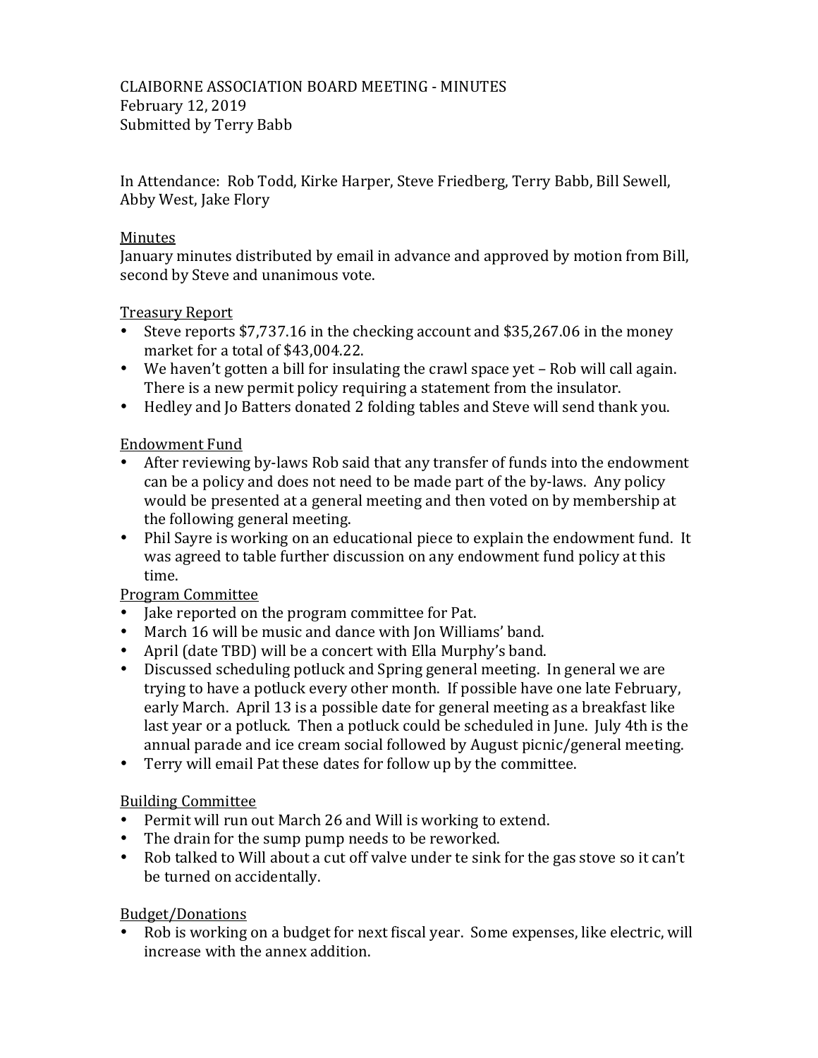CLAIBORNE ASSOCIATION BOARD MEETING - MINUTES
February 12, 2019
Submitted by Terry Babb

In Attendance: Rob Todd, Kirke Harper, Steve Friedberg, Terry Babb, Bill Sewell, Abby West, Jake Flory

<u>Minutes</u>

January minutes distributed by email in advance and approved by motion from Bill, second by Steve and unanimous vote.

<u>Treasury Report</u>

- Steve reports $7,737.16 in the checking account and $35,267.06 in the money market for a total of $43,004.22.
- We haven't gotten a bill for insulating the crawl space yet – Rob will call again. There is a new permit policy requiring a statement from the insulator.
- Hedley and Jo Batters donated 2 folding tables and Steve will send thank you.

<u>Endowment Fund</u>

- After reviewing by-laws Rob said that any transfer of funds into the endowment can be a policy and does not need to be made part of the by-laws. Any policy would be presented at a general meeting and then voted on by membership at the following general meeting.
- Phil Sayre is working on an educational piece to explain the endowment fund. It was agreed to table further discussion on any endowment fund policy at this time.

<u>Program Committee</u>

- Jake reported on the program committee for Pat.
- March 16 will be music and dance with Jon Williams' band.
- April (date TBD) will be a concert with Ella Murphy's band.
- Discussed scheduling potluck and Spring general meeting. In general we are trying to have a potluck every other month. If possible have one late February, early March. April 13 is a possible date for general meeting as a breakfast like last year or a potluck. Then a potluck could be scheduled in June. July 4th is the annual parade and ice cream social followed by August picnic/general meeting.
- Terry will email Pat these dates for follow up by the committee.

<u>Building Committee</u>

- Permit will run out March 26 and Will is working to extend.
- The drain for the sump pump needs to be reworked.
- Rob talked to Will about a cut off valve under te sink for the gas stove so it can't be turned on accidentally.

<u>Budget/Donations</u>

- Rob is working on a budget for next fiscal year. Some expenses, like electric, will increase with the annex addition.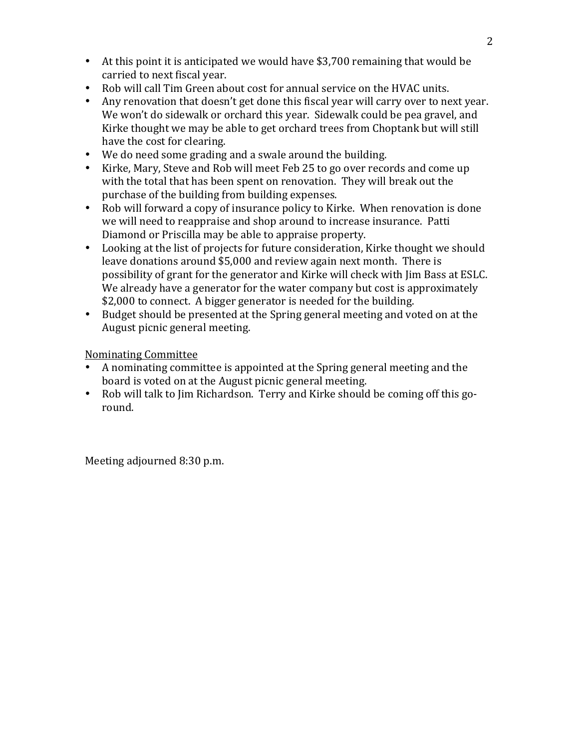- At this point it is anticipated we would have $3,700 remaining that would be carried to next fiscal year.
- Rob will call Tim Green about cost for annual service on the HVAC units.
- Any renovation that doesn't get done this fiscal year will carry over to next year. We won't do sidewalk or orchard this year. Sidewalk could be pea gravel, and Kirke thought we may be able to get orchard trees from Choptank but will still have the cost for clearing.
- We do need some grading and a swale around the building.
- Kirke, Mary, Steve and Rob will meet Feb 25 to go over records and come up with the total that has been spent on renovation. They will break out the purchase of the building from building expenses.
- Rob will forward a copy of insurance policy to Kirke. When renovation is done we will need to reappraise and shop around to increase insurance. Patti Diamond or Priscilla may be able to appraise property.
- Looking at the list of projects for future consideration, Kirke thought we should leave donations around $5,000 and review again next month. There is possibility of grant for the generator and Kirke will check with Jim Bass at ESLC. We already have a generator for the water company but cost is approximately $2,000 to connect. A bigger generator is needed for the building.
- Budget should be presented at the Spring general meeting and voted on at the August picnic general meeting.

<u>Nominating Committee</u>

- A nominating committee is appointed at the Spring general meeting and the board is voted on at the August picnic general meeting.
- Rob will talk to Jim Richardson. Terry and Kirke should be coming off this go-round.

Meeting adjourned 8:30 p.m.